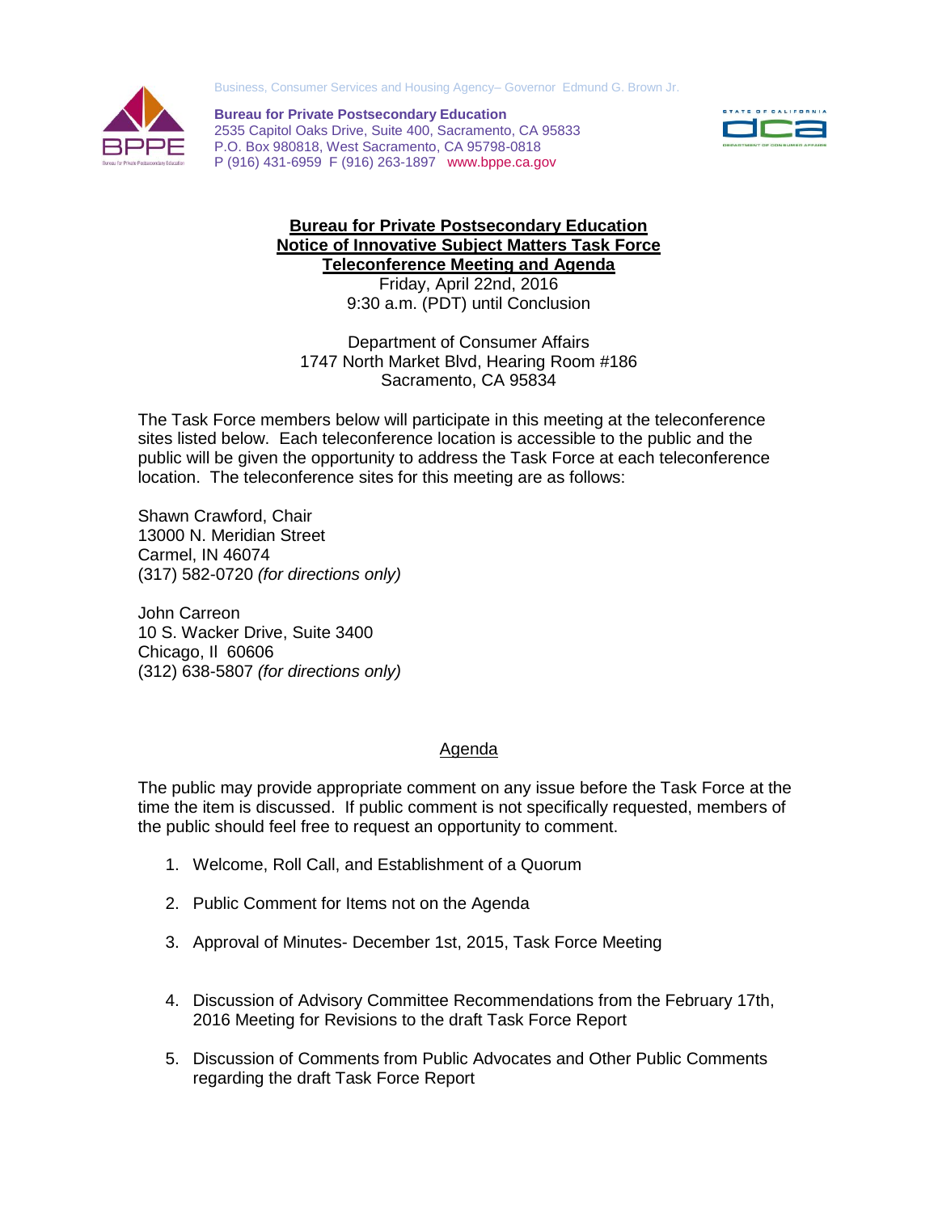Business, Consumer Services and Housing Agency– Governor Edmund G. Brown Jr.

**Bureau for Private Postsecondary Education**
2535 Capitol Oaks Drive, Suite 400, Sacramento, CA 95833
P.O. Box 980818, West Sacramento, CA 95798-0818
P (916) 431-6959 F (916) 263-1897 www.bppe.ca.gov

# Bureau for Private Postsecondary Education
# Notice of Innovative Subject Matters Task Force
# Teleconference Meeting and Agenda

Friday, April 22nd, 2016
9:30 a.m. (PDT) until Conclusion

Department of Consumer Affairs
1747 North Market Blvd, Hearing Room #186
Sacramento, CA 95834

The Task Force members below will participate in this meeting at the teleconference sites listed below. Each teleconference location is accessible to the public and the public will be given the opportunity to address the Task Force at each teleconference location. The teleconference sites for this meeting are as follows:

Shawn Crawford, Chair
13000 N. Meridian Street
Carmel, IN 46074
(317) 582-0720 *(for directions only)*

John Carreon
10 S. Wacker Drive, Suite 3400
Chicago, Il 60606
(312) 638-5807 *(for directions only)*

## Agenda

The public may provide appropriate comment on any issue before the Task Force at the time the item is discussed. If public comment is not specifically requested, members of the public should feel free to request an opportunity to comment.

1. Welcome, Roll Call, and Establishment of a Quorum
2. Public Comment for Items not on the Agenda
3. Approval of Minutes- December 1st, 2015, Task Force Meeting
4. Discussion of Advisory Committee Recommendations from the February 17th, 2016 Meeting for Revisions to the draft Task Force Report
5. Discussion of Comments from Public Advocates and Other Public Comments regarding the draft Task Force Report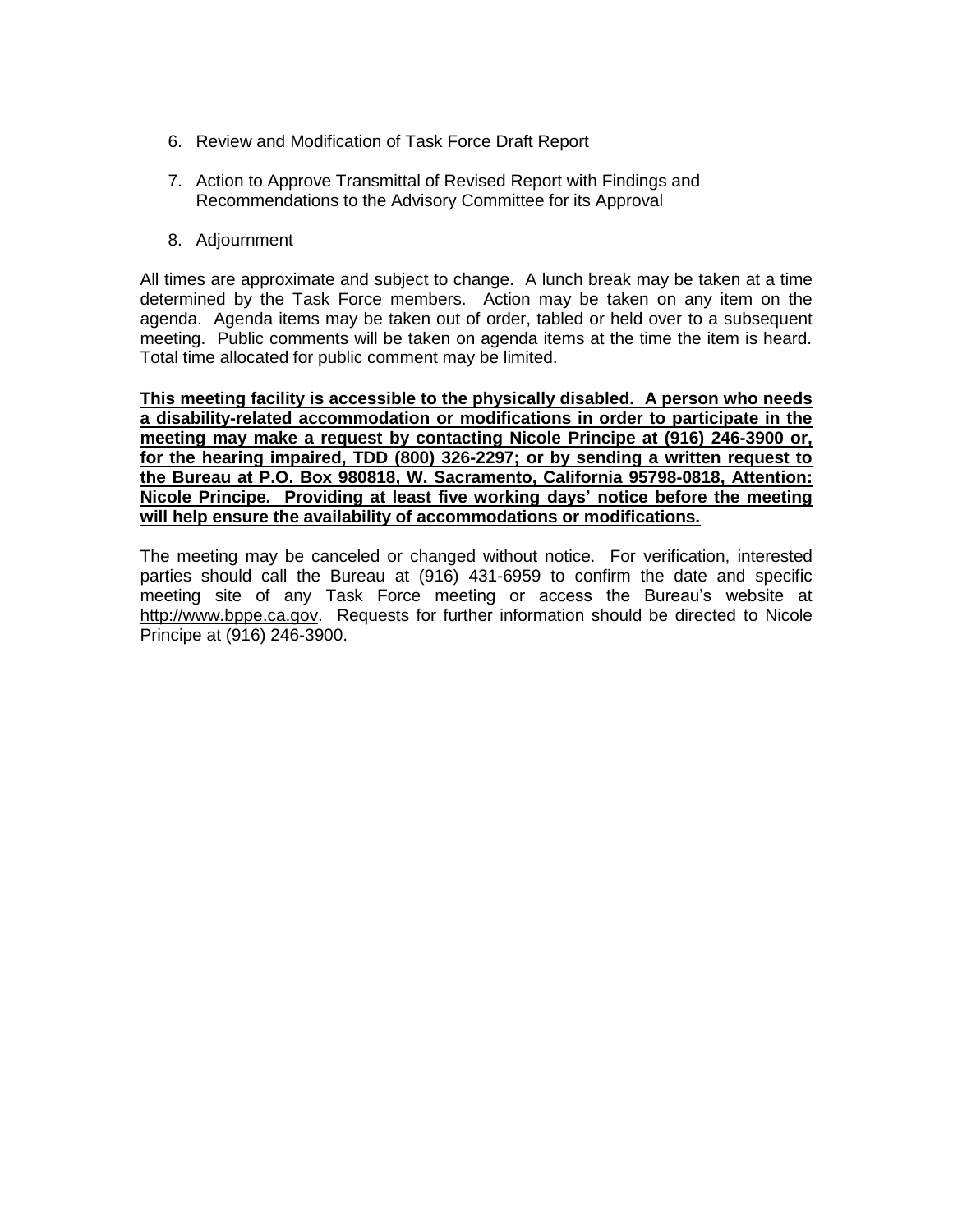6. Review and Modification of Task Force Draft Report

7. Action to Approve Transmittal of Revised Report with Findings and Recommendations to the Advisory Committee for its Approval

8. Adjournment

All times are approximate and subject to change. A lunch break may be taken at a time determined by the Task Force members. Action may be taken on any item on the agenda. Agenda items may be taken out of order, tabled or held over to a subsequent meeting. Public comments will be taken on agenda items at the time the item is heard. Total time allocated for public comment may be limited.

**This meeting facility is accessible to the physically disabled. A person who needs a disability-related accommodation or modifications in order to participate in the meeting may make a request by contacting Nicole Principe at (916) 246-3900 or, for the hearing impaired, TDD (800) 326-2297; or by sending a written request to the Bureau at P.O. Box 980818, W. Sacramento, California 95798-0818, Attention: Nicole Principe. Providing at least five working days' notice before the meeting will help ensure the availability of accommodations or modifications.**

The meeting may be canceled or changed without notice. For verification, interested parties should call the Bureau at (916) 431-6959 to confirm the date and specific meeting site of any Task Force meeting or access the Bureau's website at http://www.bppe.ca.gov. Requests for further information should be directed to Nicole Principe at (916) 246-3900.